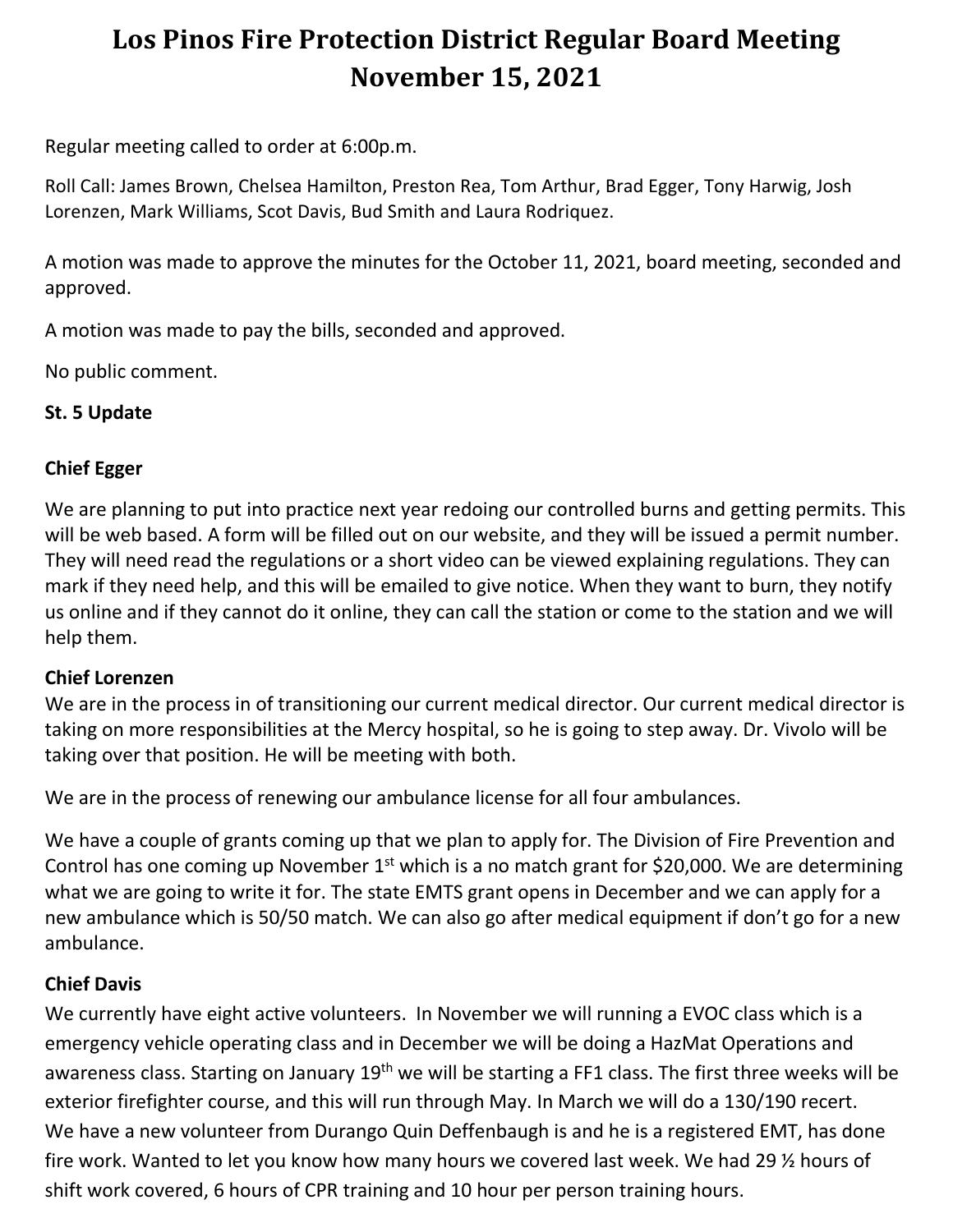# Los Pinos Fire Protection District Regular Board Meeting November 15, 2021

Regular meeting called to order at 6:00p.m.

Roll Call: James Brown, Chelsea Hamilton, Preston Rea, Tom Arthur, Brad Egger, Tony Harwig, Josh Lorenzen, Mark Williams, Scot Davis, Bud Smith and Laura Rodriquez.

A motion was made to approve the minutes for the October 11, 2021, board meeting, seconded and approved.

A motion was made to pay the bills, seconded and approved.

No public comment.

**St. 5 Update**

**Chief Egger**

We are planning to put into practice next year redoing our controlled burns and getting permits. This will be web based. A form will be filled out on our website, and they will be issued a permit number. They will need read the regulations or a short video can be viewed explaining regulations. They can mark if they need help, and this will be emailed to give notice. When they want to burn, they notify us online and if they cannot do it online, they can call the station or come to the station and we will help them.

**Chief Lorenzen**

We are in the process in of transitioning our current medical director. Our current medical director is taking on more responsibilities at the Mercy hospital, so he is going to step away. Dr. Vivolo will be taking over that position. He will be meeting with both.

We are in the process of renewing our ambulance license for all four ambulances.

We have a couple of grants coming up that we plan to apply for. The Division of Fire Prevention and Control has one coming up November 1st which is a no match grant for $20,000. We are determining what we are going to write it for. The state EMTS grant opens in December and we can apply for a new ambulance which is 50/50 match. We can also go after medical equipment if don't go for a new ambulance.

**Chief Davis**

We currently have eight active volunteers. In November we will running a EVOC class which is a emergency vehicle operating class and in December we will be doing a HazMat Operations and awareness class. Starting on January 19th we will be starting a FF1 class. The first three weeks will be exterior firefighter course, and this will run through May. In March we will do a 130/190 recert. We have a new volunteer from Durango Quin Deffenbaugh is and he is a registered EMT, has done fire work. Wanted to let you know how many hours we covered last week. We had 29 ½ hours of shift work covered, 6 hours of CPR training and 10 hour per person training hours.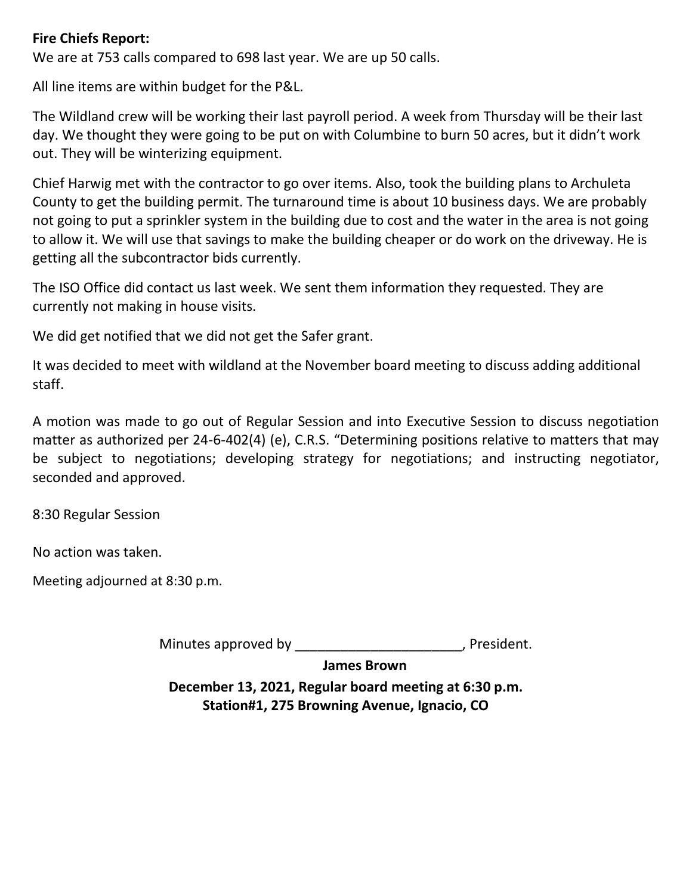**Fire Chiefs Report:**

We are at 753 calls compared to 698 last year. We are up 50 calls.

All line items are within budget for the P&L.

The Wildland crew will be working their last payroll period. A week from Thursday will be their last day. We thought they were going to be put on with Columbine to burn 50 acres, but it didn't work out. They will be winterizing equipment.

Chief Harwig met with the contractor to go over items. Also, took the building plans to Archuleta County to get the building permit. The turnaround time is about 10 business days. We are probably not going to put a sprinkler system in the building due to cost and the water in the area is not going to allow it. We will use that savings to make the building cheaper or do work on the driveway. He is getting all the subcontractor bids currently.

The ISO Office did contact us last week. We sent them information they requested. They are currently not making in house visits.

We did get notified that we did not get the Safer grant.

It was decided to meet with wildland at the November board meeting to discuss adding additional staff.

A motion was made to go out of Regular Session and into Executive Session to discuss negotiation matter as authorized per 24-6-402(4) (e), C.R.S. "Determining positions relative to matters that may be subject to negotiations; developing strategy for negotiations; and instructing negotiator, seconded and approved.

8:30 Regular Session

No action was taken.

Meeting adjourned at 8:30 p.m.

Minutes approved by ______________________, President.

**James Brown**

**December 13, 2021, Regular board meeting at 6:30 p.m.**
**Station#1, 275 Browning Avenue, Ignacio, CO**